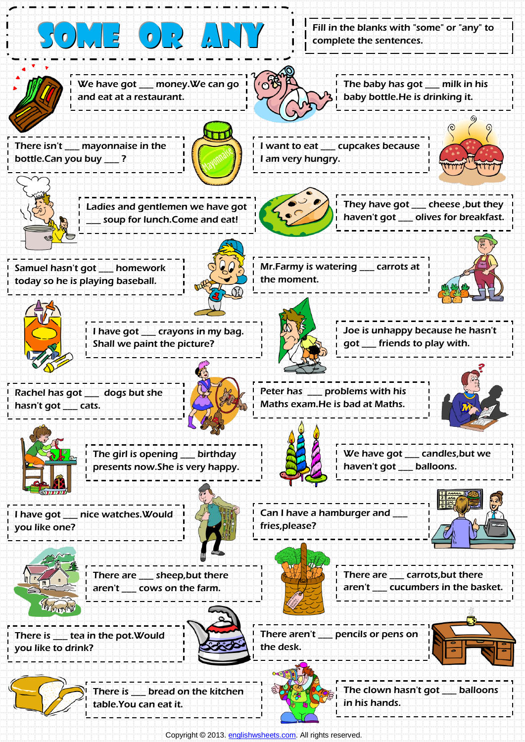# SOME OR ANY

Fill in the blanks with "some" or "any" to complete the sentences.

We have got ___ money.We can go and eat at a restaurant.

The baby has got ___ milk in his baby bottle.He is drinking it.

There isn't ___ mayonnaise in the bottle.Can you buy ___ ?

I want to eat ___ cupcakes because I am very hungry.

Ladies and gentlemen we have got ___ soup for lunch.Come and eat!

They have got ___ cheese ,but they haven't got ___ olives for breakfast.

Samuel hasn't got ___ homework today so he is playing baseball.

Mr.Farmy is watering ___ carrots at the moment.

I have got ___ crayons in my bag. Shall we paint the picture?

Joe is unhappy because he hasn't got ___ friends to play with.

Rachel has got ___ dogs but she hasn't got ___ cats.

Peter has ___ problems with his Maths exam.He is bad at Maths.

The girl is opening ___ birthday presents now.She is very happy.

We have got ___ candles,but we haven't got ___ balloons.

I have got ___ nice watches.Would you like one?

Can I have a hamburger and ___ fries,please?

There are ___ sheep,but there aren't ___ cows on the farm.

There are ___ carrots,but there aren't ___ cucumbers in the basket.

There is ___ tea in the pot.Would you like to drink?

There aren't ___ pencils or pens on the desk.

There is ___ bread on the kitchen table.You can eat it.

The clown hasn't got ___ balloons in his hands.

Copyright © 2013. englishwsheets.com. All rights reserved.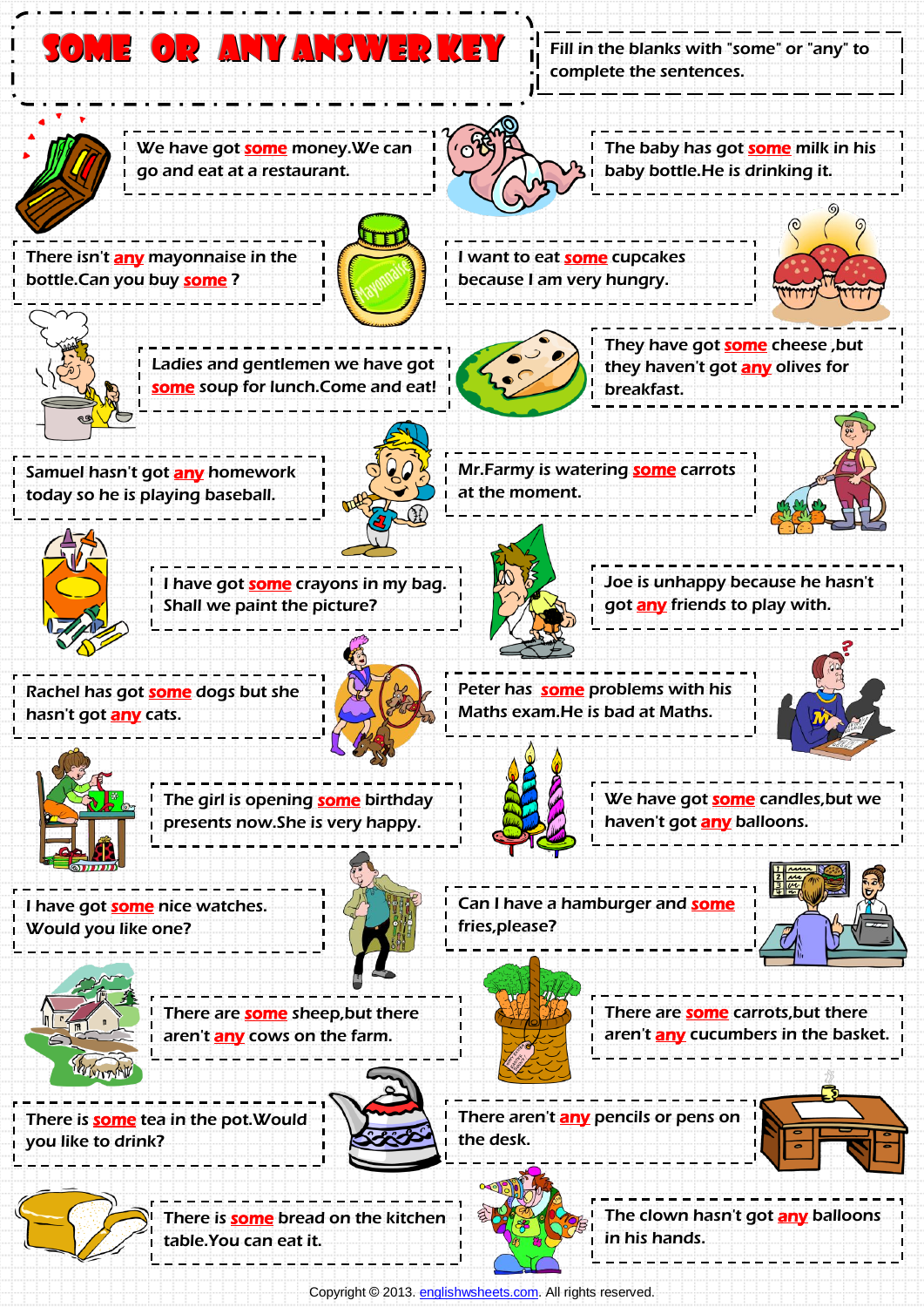# SOME OR ANY ANSWER KEY

Fill in the blanks with "some" or "any" to complete the sentences.

We have got **some** money.We can go and eat at a restaurant.

The baby has got **some** milk in his baby bottle.He is drinking it.

There isn't **any** mayonnaise in the bottle.Can you buy **some** ?

I want to eat **some** cupcakes because I am very hungry.

Ladies and gentlemen we have got **some** soup for lunch.Come and eat!

They have got **some** cheese ,but they haven't got **any** olives for breakfast.

Samuel hasn't got **any** homework today so he is playing baseball.

Mr.Farmy is watering **some** carrots at the moment.

I have got **some** crayons in my bag. Shall we paint the picture?

Joe is unhappy because he hasn't got **any** friends to play with.

Rachel has got **some** dogs but she hasn't got **any** cats.

Peter has **some** problems with his Maths exam.He is bad at Maths.

The girl is opening **some** birthday presents now.She is very happy.

We have got **some** candles,but we haven't got **any** balloons.

I have got **some** nice watches. Would you like one?

Can I have a hamburger and **some** fries,please?

There are **some** sheep,but there aren't **any** cows on the farm.

There are **some** carrots,but there aren't **any** cucumbers in the basket.

There is **some** tea in the pot.Would you like to drink?

There aren't **any** pencils or pens on the desk.

There is **some** bread on the kitchen table.You can eat it.

The clown hasn't got **any** balloons in his hands.

Copyright © 2013. englishwsheets.com. All rights reserved.